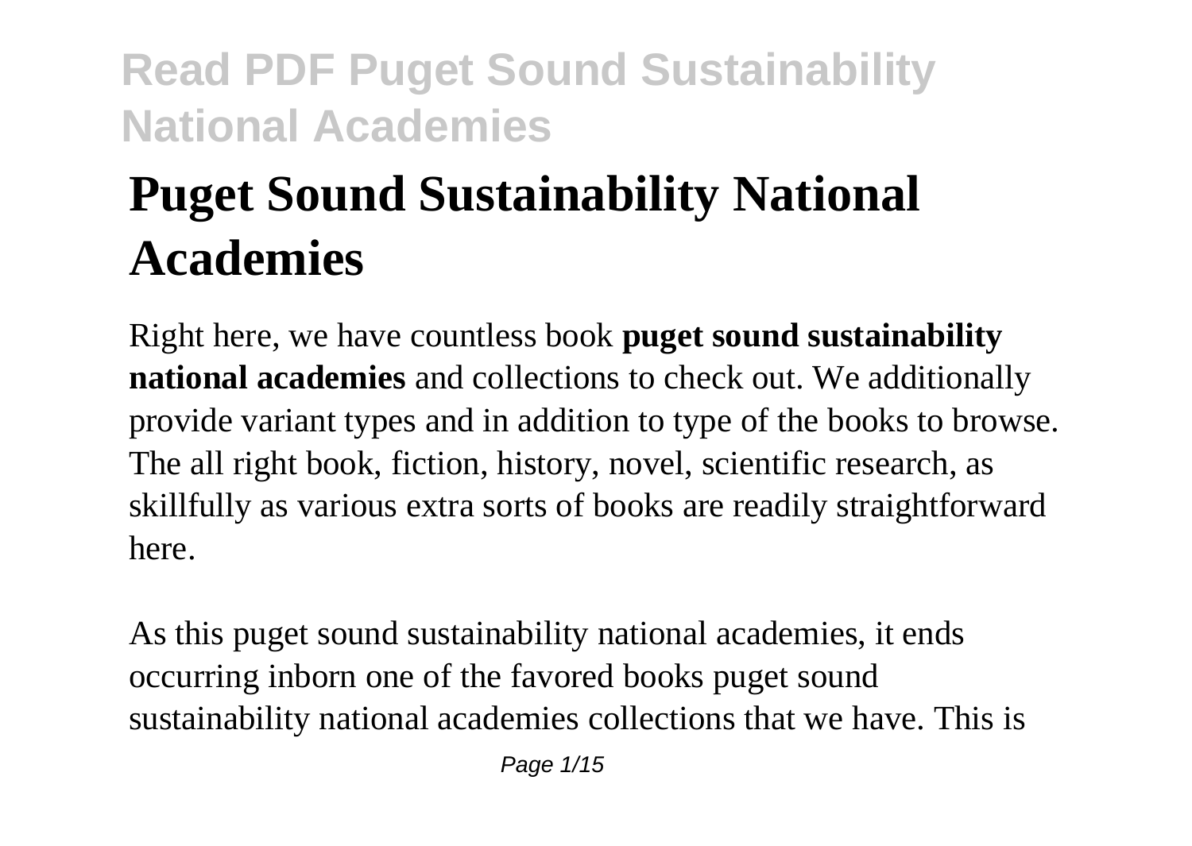# Puget Sound Sustainability National Academies

Right here, we have countless book **puget sound sustainability national academies** and collections to check out. We additionally provide variant types and in addition to type of the books to browse. The all right book, fiction, history, novel, scientific research, as skillfully as various extra sorts of books are readily straightforward here.

As this puget sound sustainability national academies, it ends occurring inborn one of the favored books puget sound sustainability national academies collections that we have. This is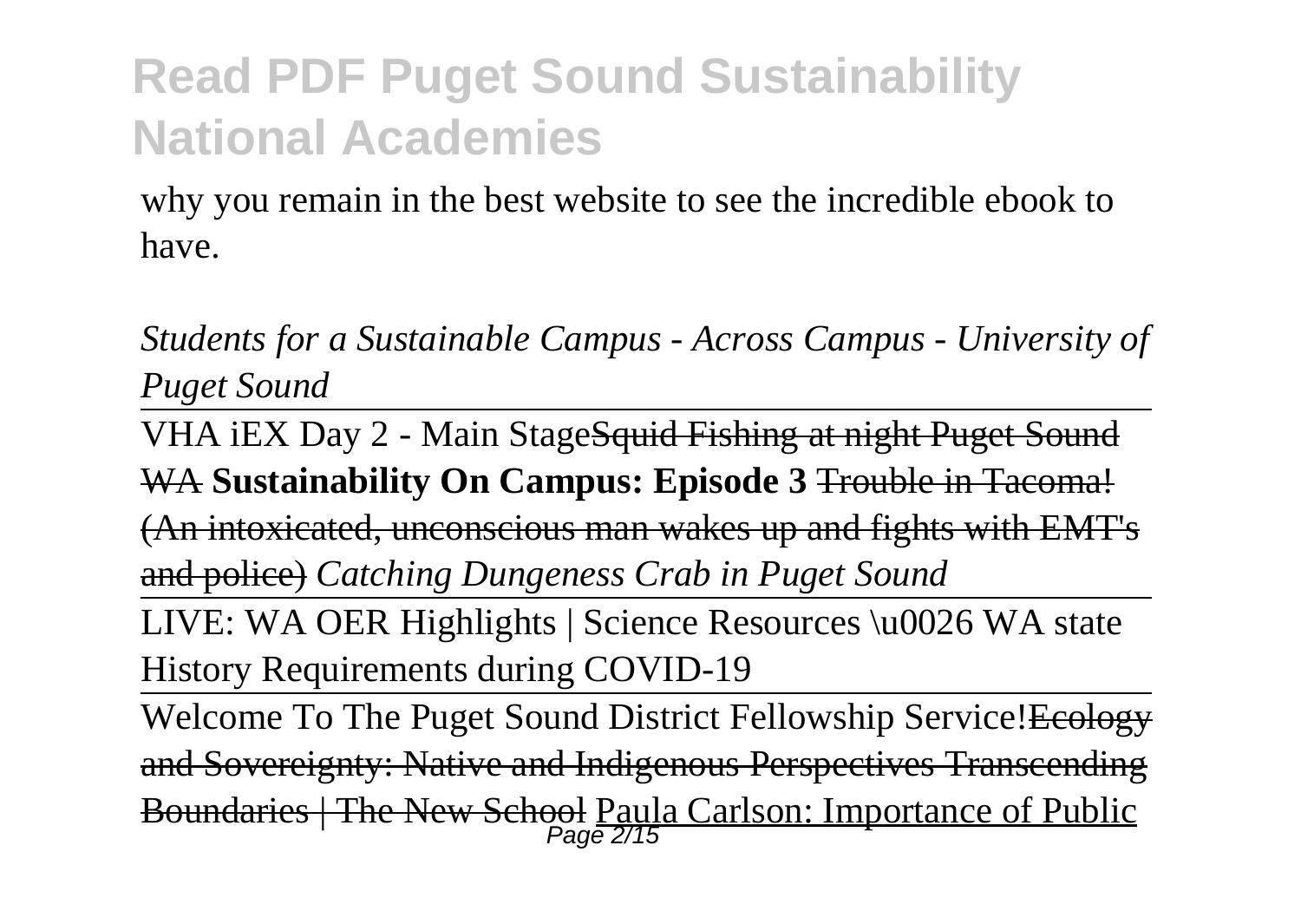why you remain in the best website to see the incredible ebook to have.

*Students for a Sustainable Campus - Across Campus - University of Puget Sound*

VHA iEX Day 2 - Main Stage~~Squid Fishing at night Puget Sound WA~~ **Sustainability On Campus: Episode 3** ~~Trouble in Tacoma! (An intoxicated, unconscious man wakes up and fights with EMT's and police)~~ *Catching Dungeness Crab in Puget Sound*

LIVE: WA OER Highlights | Science Resources \u0026 WA state History Requirements during COVID-19

Welcome To The Puget Sound District Fellowship Service!~~Ecology and Sovereignty: Native and Indigenous Perspectives-Transcending Boundaries | The New School~~ Paula Carlson: Importance of Public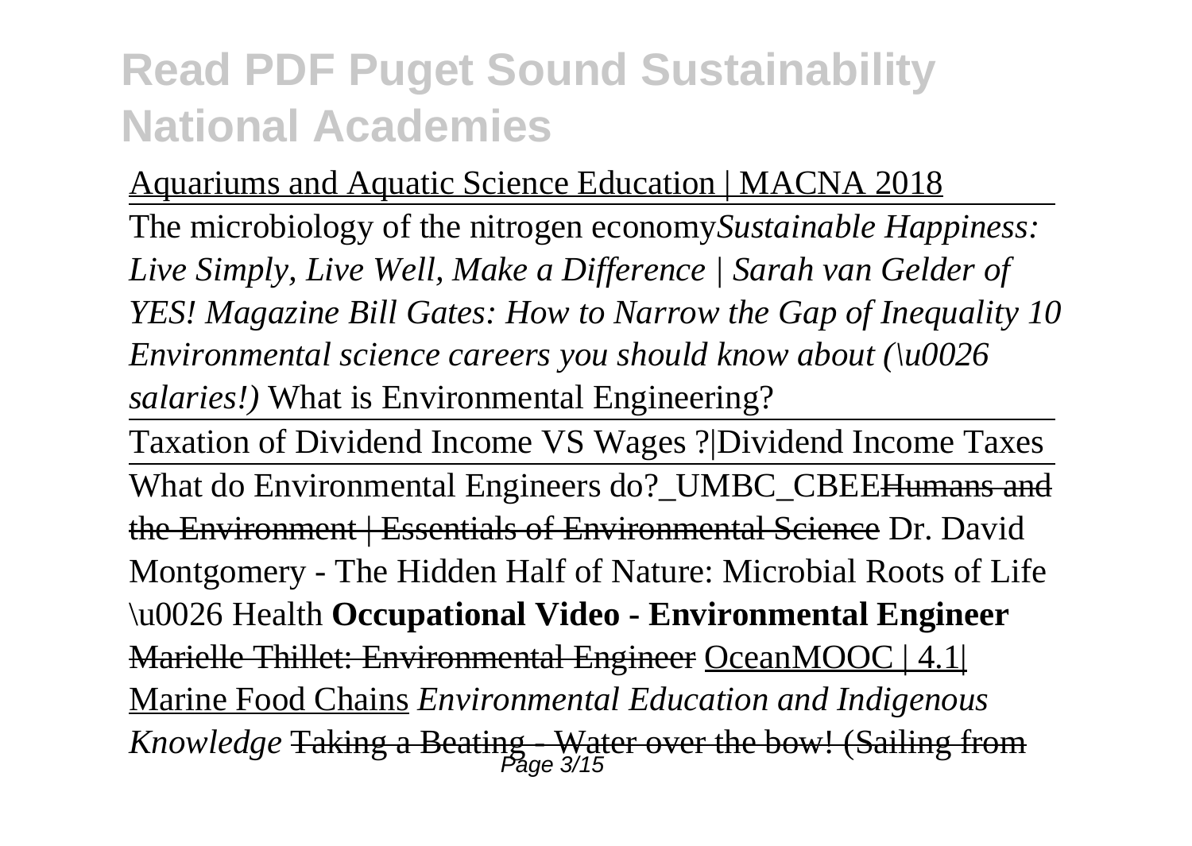Aquariums and Aquatic Science Education | MACNA 2018

The microbiology of the nitrogen economy *Sustainable Happiness: Live Simply, Live Well, Make a Difference | Sarah van Gelder of YES! Magazine* *Bill Gates: How to Narrow the Gap of Inequality* *10 Environmental science careers you should know about (\u0026 salaries!)* What is Environmental Engineering?

Taxation of Dividend Income VS Wages ?|Dividend Income Taxes

What do Environmental Engineers do?_UMBC_CBEE ~~Humans and the Environment | Essentials of Environmental Science~~ Dr. David Montgomery - The Hidden Half of Nature: Microbial Roots of Life \u0026 Health **Occupational Video - Environmental Engineer** ~~Marielle Thillet: Environmental Engineer~~ OceanMOOC | 4.1| Marine Food Chains *Environmental Education and Indigenous Knowledge* ~~Taking a Beating - Water over the bow! (Sailing from~~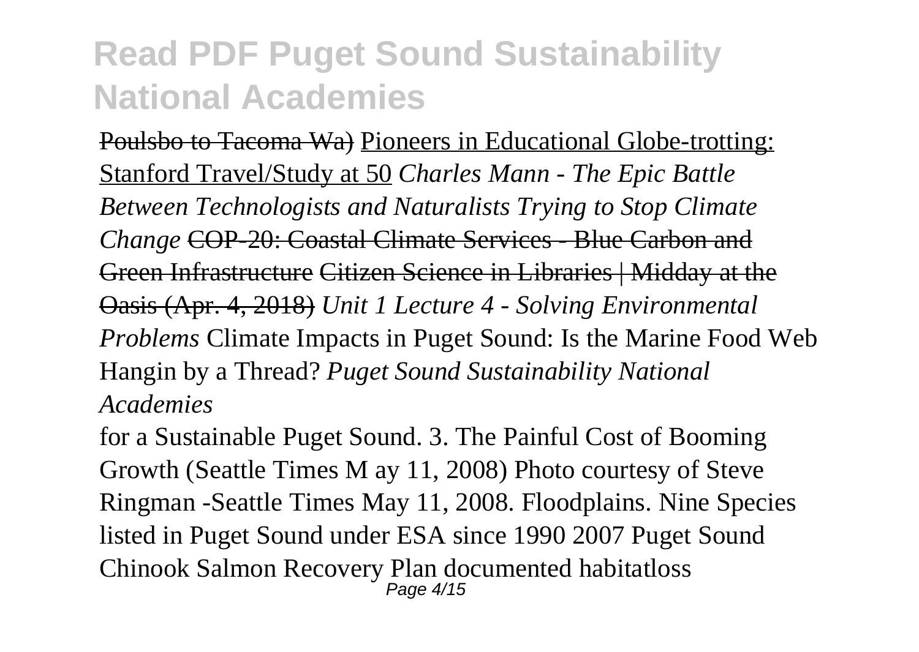# Read PDF Puget Sound Sustainability National Academies

Poulsbo to Tacoma Wa) Pioneers in Educational Globe-trotting: Stanford Travel/Study at 50 *Charles Mann - The Epic Battle Between Technologists and Naturalists Trying to Stop Climate Change* COP-20: Coastal Climate Services - Blue Carbon and Green Infrastructure Citizen Science in Libraries | Midday at the Oasis (Apr. 4, 2018) *Unit 1 Lecture 4 - Solving Environmental Problems* Climate Impacts in Puget Sound: Is the Marine Food Web Hangin by a Thread? *Puget Sound Sustainability National Academies*

for a Sustainable Puget Sound. 3. The Painful Cost of Booming Growth (Seattle Times M ay 11, 2008) Photo courtesy of Steve Ringman -Seattle Times May 11, 2008. Floodplains. Nine Species listed in Puget Sound under ESA since 1990 2007 Puget Sound Chinook Salmon Recovery Plan documented habitatloss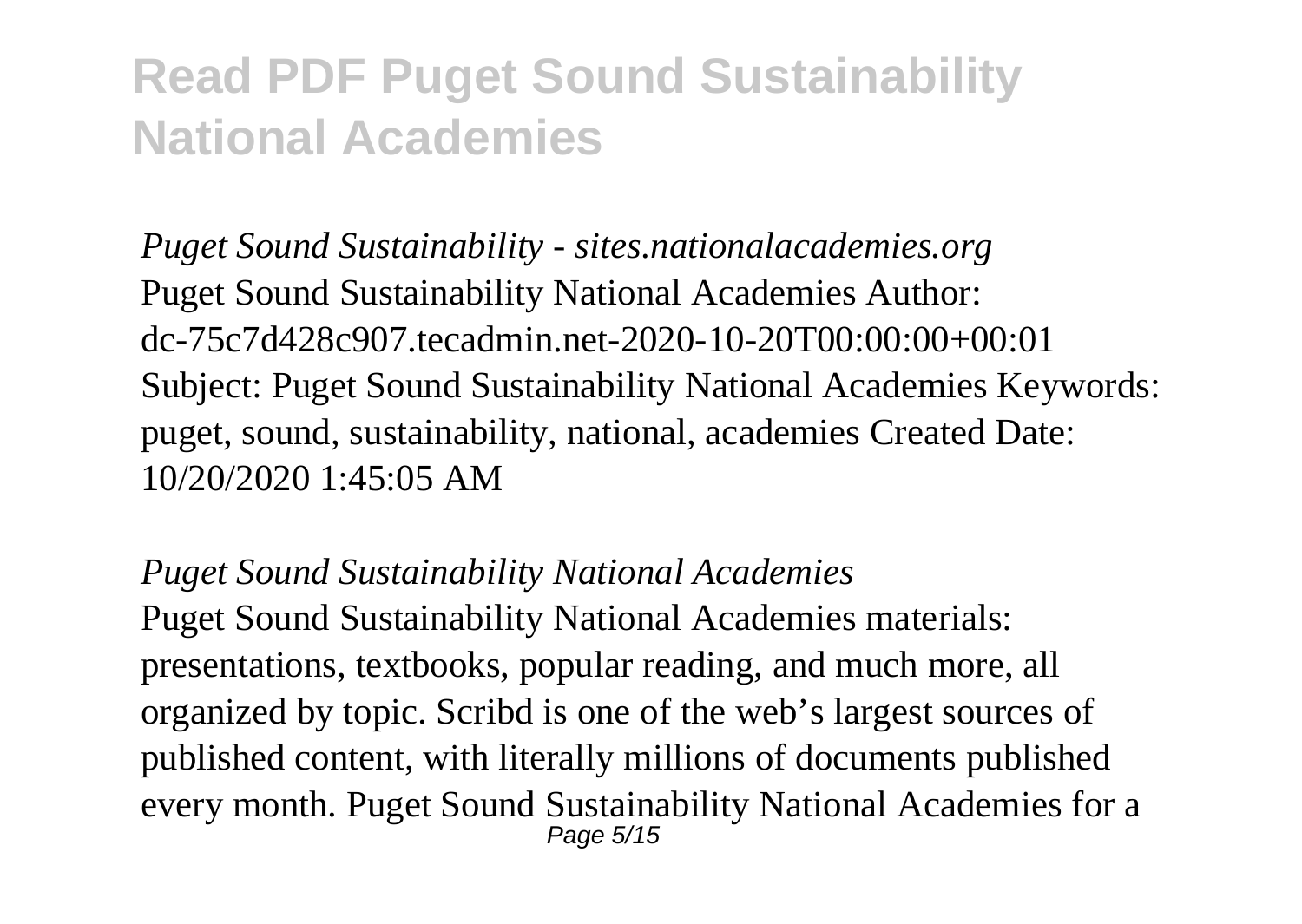*Puget Sound Sustainability - sites.nationalacademies.org*

Puget Sound Sustainability National Academies Author: dc-75c7d428c907.tecadmin.net-2020-10-20T00:00:00+00:01 Subject: Puget Sound Sustainability National Academies Keywords: puget, sound, sustainability, national, academies Created Date: 10/20/2020 1:45:05 AM

*Puget Sound Sustainability National Academies*

Puget Sound Sustainability National Academies materials: presentations, textbooks, popular reading, and much more, all organized by topic. Scribd is one of the web's largest sources of published content, with literally millions of documents published every month. Puget Sound Sustainability National Academies for a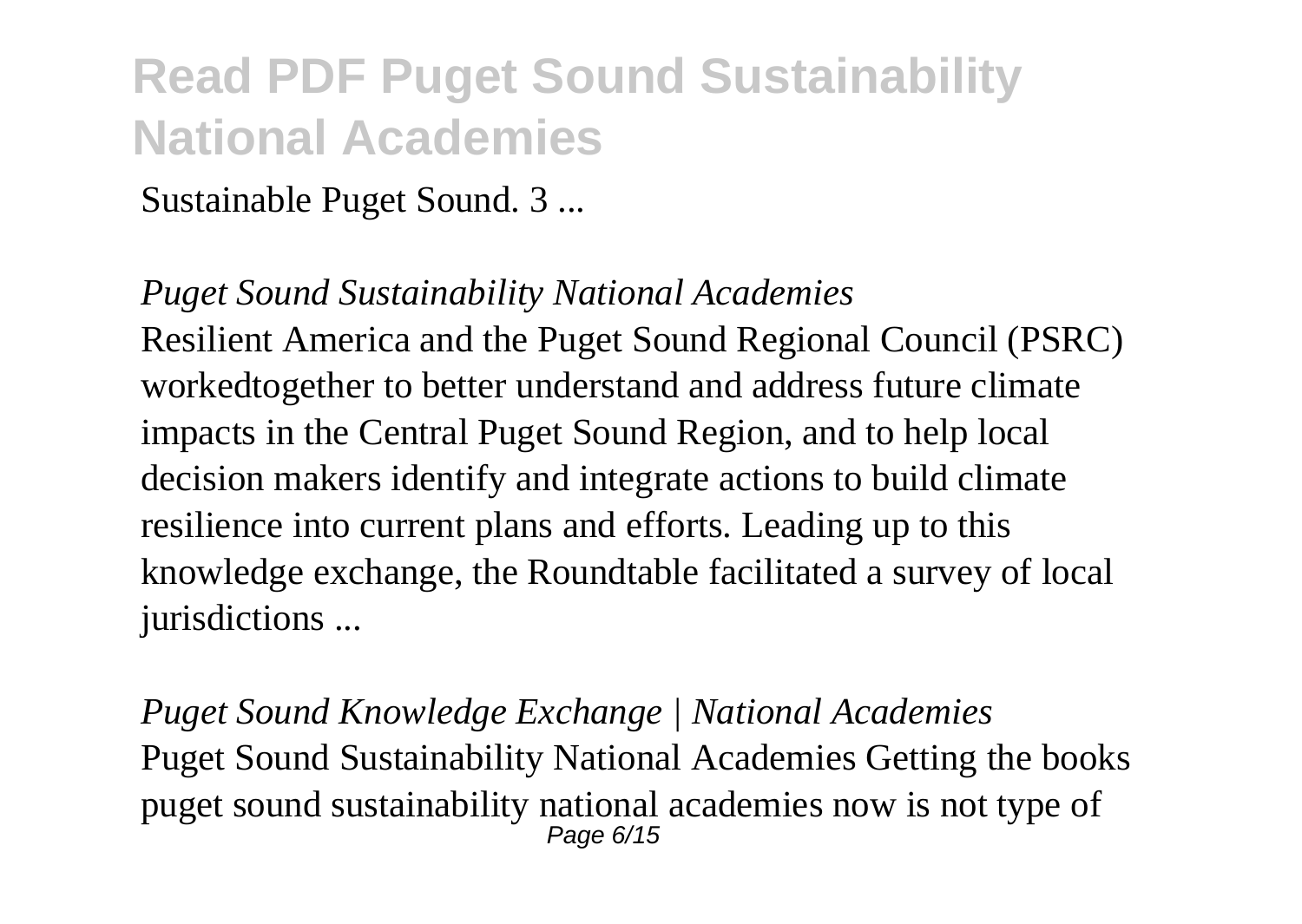Sustainable Puget Sound. 3 ...

*Puget Sound Sustainability National Academies*

Resilient America and the Puget Sound Regional Council (PSRC) workedtogether to better understand and address future climate impacts in the Central Puget Sound Region, and to help local decision makers identify and integrate actions to build climate resilience into current plans and efforts. Leading up to this knowledge exchange, the Roundtable facilitated a survey of local jurisdictions ...

*Puget Sound Knowledge Exchange | National Academies*

Puget Sound Sustainability National Academies Getting the books puget sound sustainability national academies now is not type of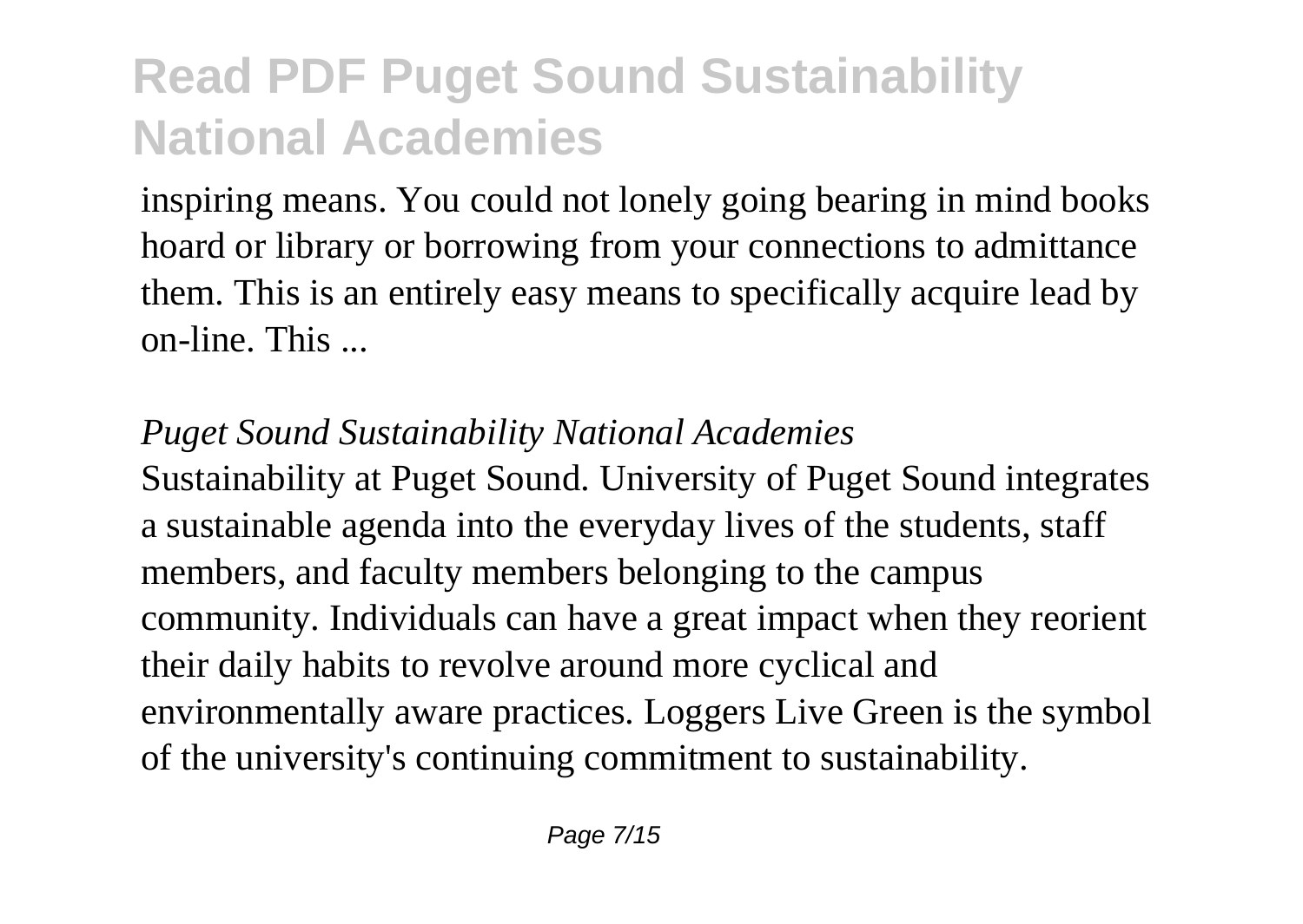inspiring means. You could not lonely going bearing in mind books hoard or library or borrowing from your connections to admittance them. This is an entirely easy means to specifically acquire lead by on-line. This ...

*Puget Sound Sustainability National Academies*

Sustainability at Puget Sound. University of Puget Sound integrates a sustainable agenda into the everyday lives of the students, staff members, and faculty members belonging to the campus community. Individuals can have a great impact when they reorient their daily habits to revolve around more cyclical and environmentally aware practices. Loggers Live Green is the symbol of the university's continuing commitment to sustainability.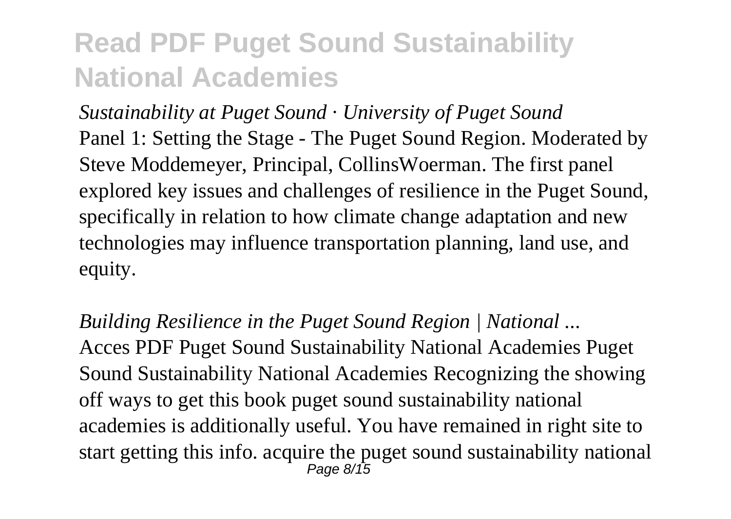*Sustainability at Puget Sound · University of Puget Sound*

Panel 1: Setting the Stage - The Puget Sound Region. Moderated by Steve Moddemeyer, Principal, CollinsWoerman. The first panel explored key issues and challenges of resilience in the Puget Sound, specifically in relation to how climate change adaptation and new technologies may influence transportation planning, land use, and equity.

*Building Resilience in the Puget Sound Region | National ...*

Acces PDF Puget Sound Sustainability National Academies Puget Sound Sustainability National Academies Recognizing the showing off ways to get this book puget sound sustainability national academies is additionally useful. You have remained in right site to start getting this info. acquire the puget sound sustainability national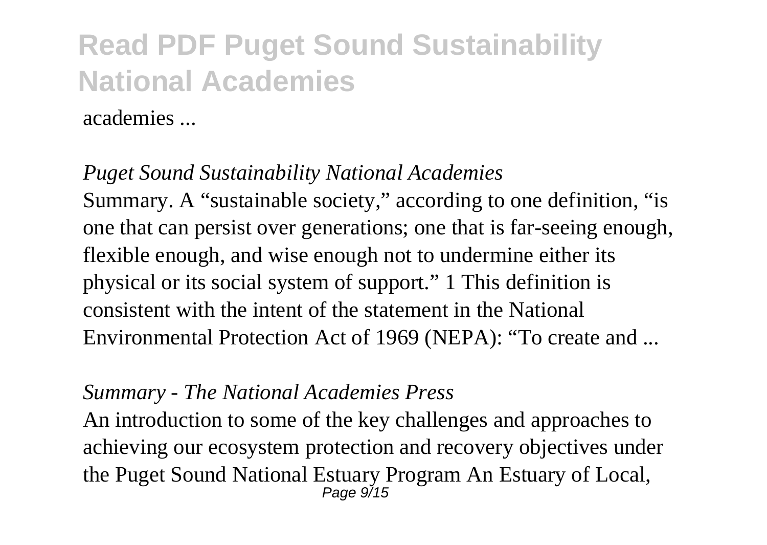academies ...

*Puget Sound Sustainability National Academies*

Summary. A "sustainable society," according to one definition, "is one that can persist over generations; one that is far-seeing enough, flexible enough, and wise enough not to undermine either its physical or its social system of support." 1 This definition is consistent with the intent of the statement in the National Environmental Protection Act of 1969 (NEPA): "To create and ...

*Summary - The National Academies Press*

An introduction to some of the key challenges and approaches to achieving our ecosystem protection and recovery objectives under the Puget Sound National Estuary Program An Estuary of Local,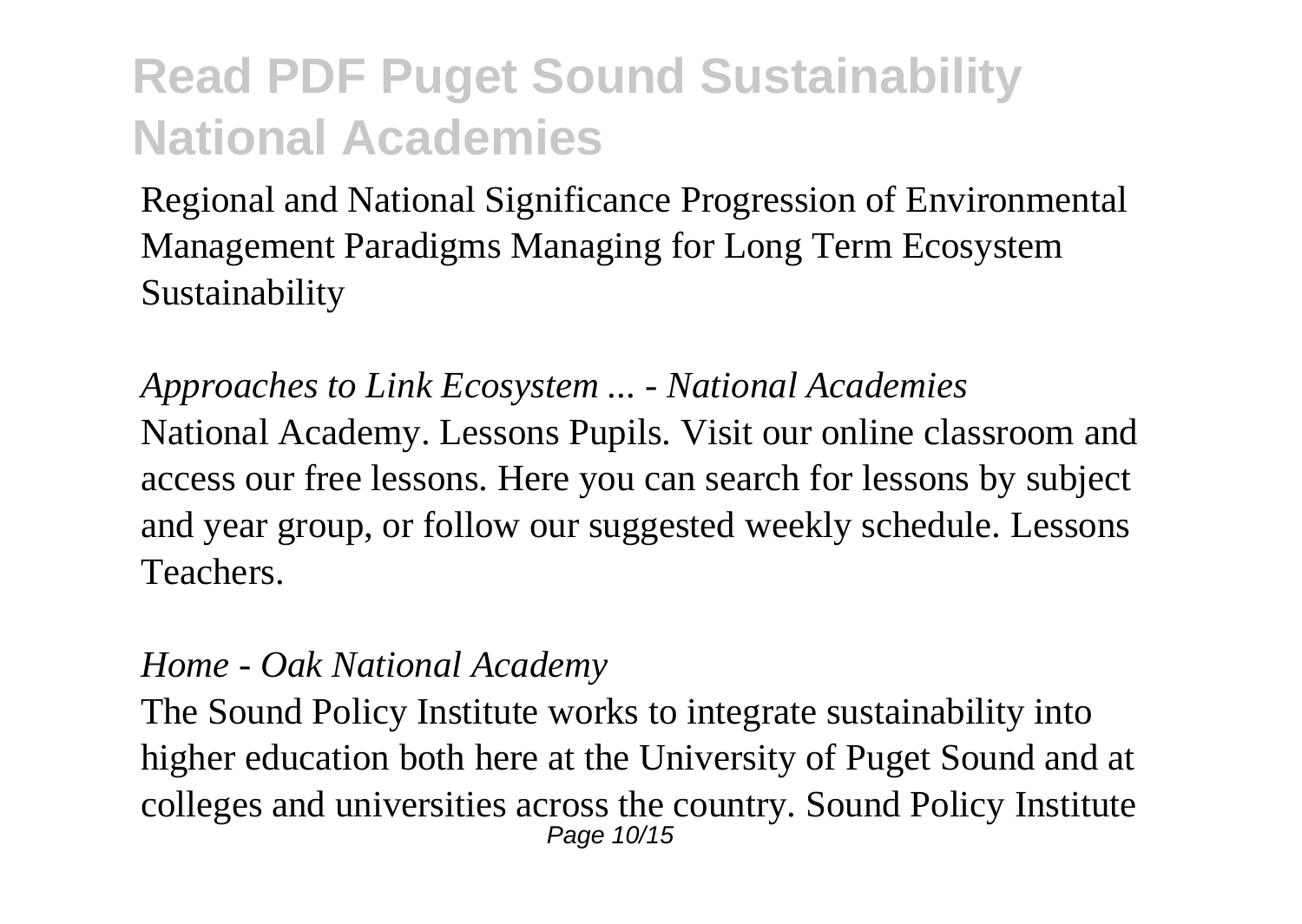Regional and National Significance Progression of Environmental Management Paradigms Managing for Long Term Ecosystem Sustainability

*Approaches to Link Ecosystem ... - National Academies*

National Academy. Lessons Pupils. Visit our online classroom and access our free lessons. Here you can search for lessons by subject and year group, or follow our suggested weekly schedule. Lessons Teachers.

*Home - Oak National Academy*

The Sound Policy Institute works to integrate sustainability into higher education both here at the University of Puget Sound and at colleges and universities across the country. Sound Policy Institute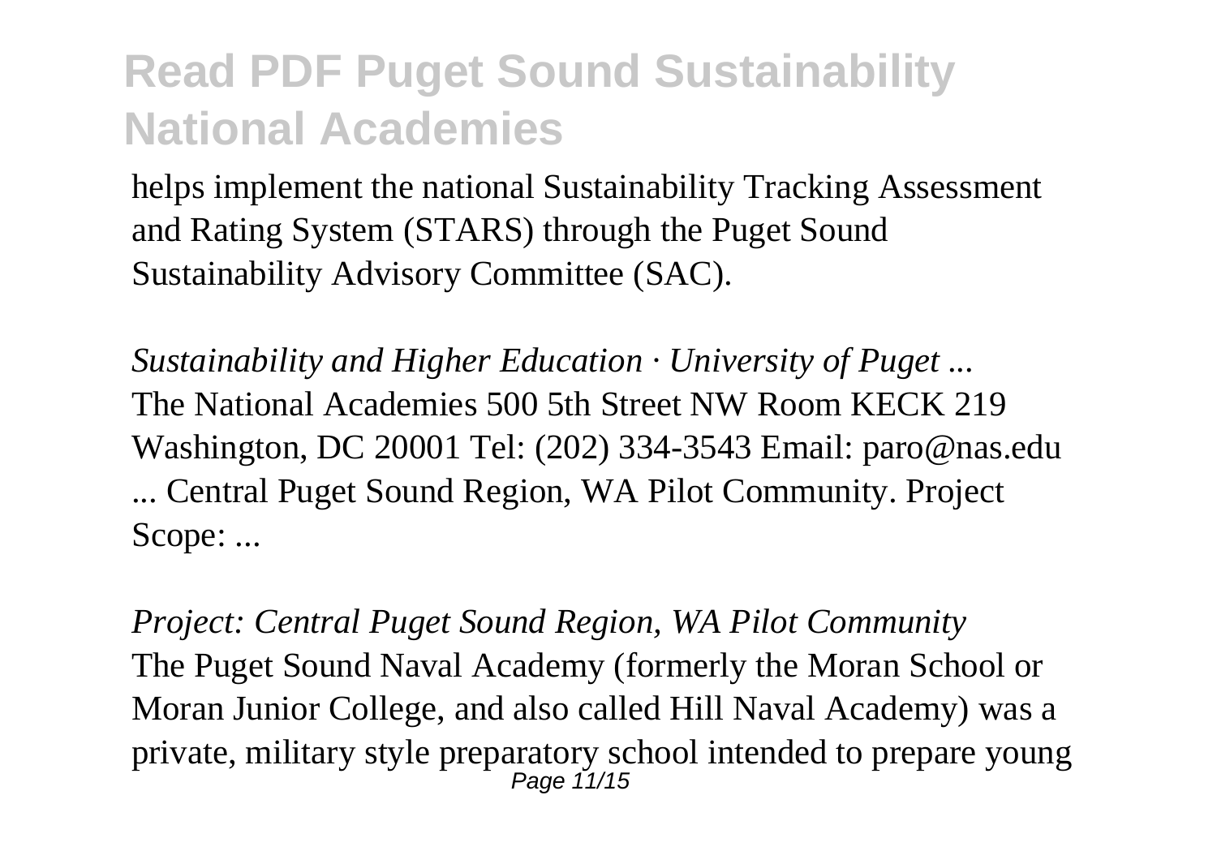helps implement the national Sustainability Tracking Assessment and Rating System (STARS) through the Puget Sound Sustainability Advisory Committee (SAC).

*Sustainability and Higher Education · University of Puget ...*
The National Academies 500 5th Street NW Room KECK 219 Washington, DC 20001 Tel: (202) 334-3543 Email: paro@nas.edu ... Central Puget Sound Region, WA Pilot Community. Project Scope: ...

*Project: Central Puget Sound Region, WA Pilot Community*
The Puget Sound Naval Academy (formerly the Moran School or Moran Junior College, and also called Hill Naval Academy) was a private, military style preparatory school intended to prepare young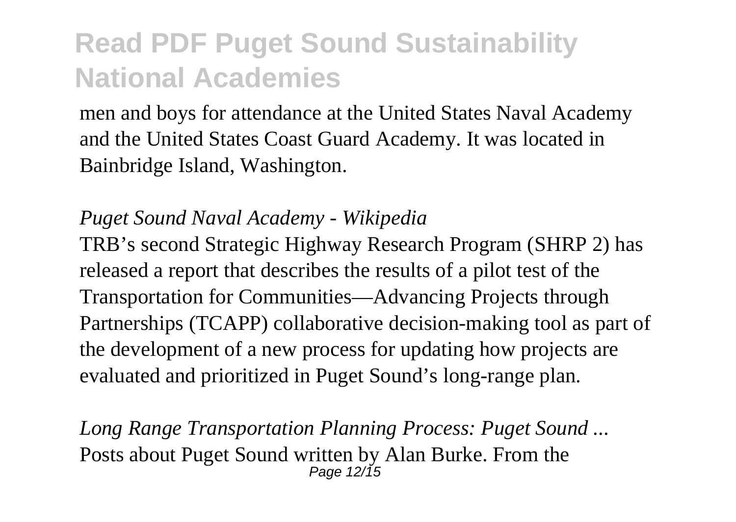men and boys for attendance at the United States Naval Academy and the United States Coast Guard Academy. It was located in Bainbridge Island, Washington.

*Puget Sound Naval Academy - Wikipedia*

TRB's second Strategic Highway Research Program (SHRP 2) has released a report that describes the results of a pilot test of the Transportation for Communities—Advancing Projects through Partnerships (TCAPP) collaborative decision-making tool as part of the development of a new process for updating how projects are evaluated and prioritized in Puget Sound's long-range plan.

*Long Range Transportation Planning Process: Puget Sound ...*

Posts about Puget Sound written by Alan Burke. From the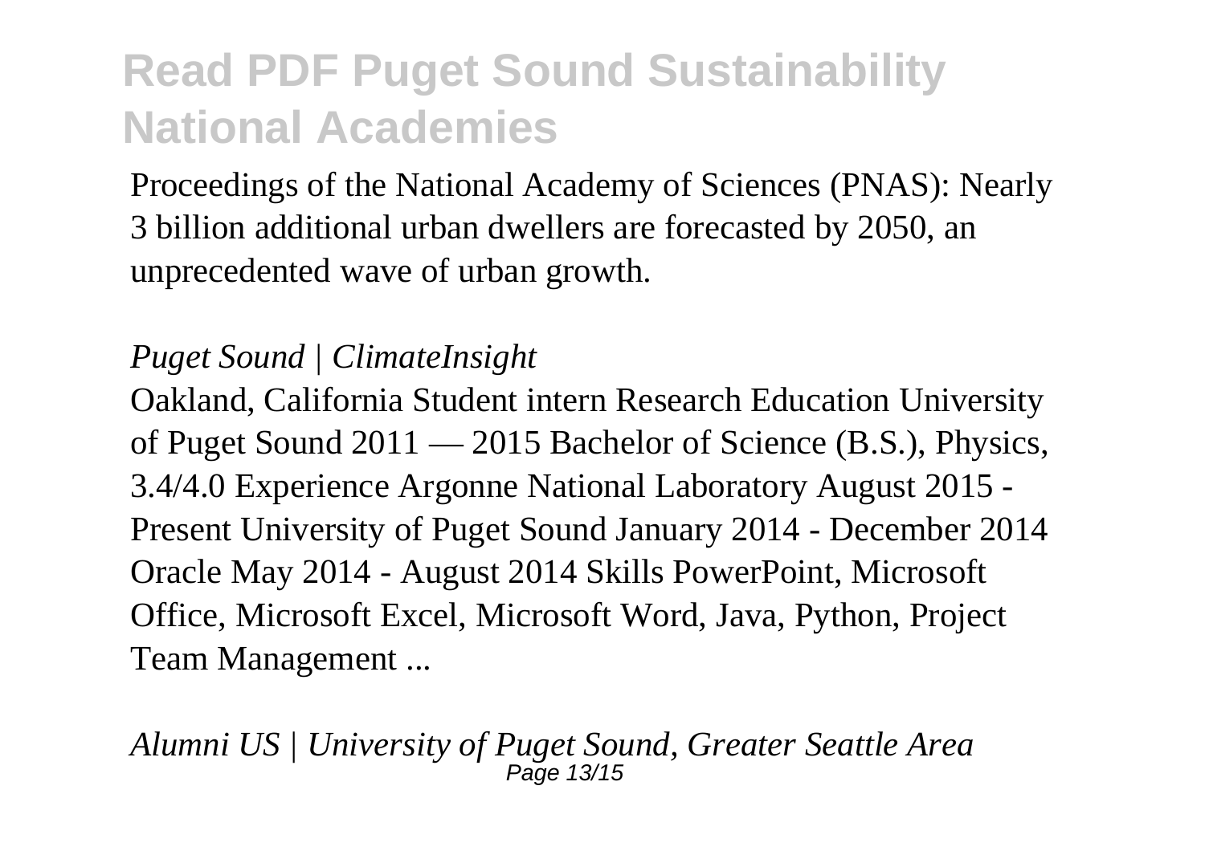Proceedings of the National Academy of Sciences (PNAS): Nearly 3 billion additional urban dwellers are forecasted by 2050, an unprecedented wave of urban growth.

*Puget Sound | ClimateInsight*

Oakland, California Student intern Research Education University of Puget Sound 2011 — 2015 Bachelor of Science (B.S.), Physics, 3.4/4.0 Experience Argonne National Laboratory August 2015 - Present University of Puget Sound January 2014 - December 2014 Oracle May 2014 - August 2014 Skills PowerPoint, Microsoft Office, Microsoft Excel, Microsoft Word, Java, Python, Project Team Management ...

*Alumni US | University of Puget Sound, Greater Seattle Area*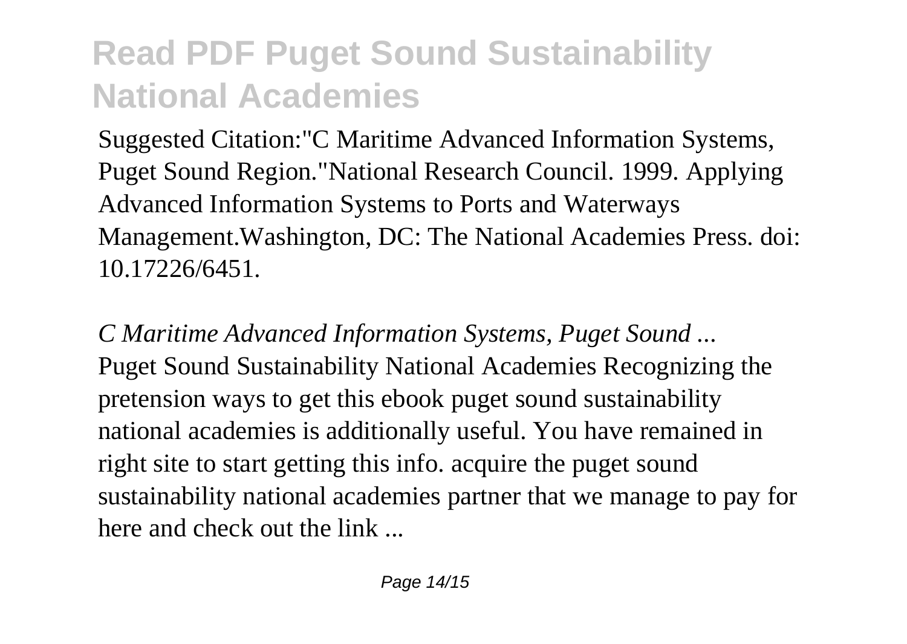Suggested Citation:"C Maritime Advanced Information Systems, Puget Sound Region."National Research Council. 1999. Applying Advanced Information Systems to Ports and Waterways Management.Washington, DC: The National Academies Press. doi: 10.17226/6451.

*C Maritime Advanced Information Systems, Puget Sound ...*

Puget Sound Sustainability National Academies Recognizing the pretension ways to get this ebook puget sound sustainability national academies is additionally useful. You have remained in right site to start getting this info. acquire the puget sound sustainability national academies partner that we manage to pay for here and check out the link ...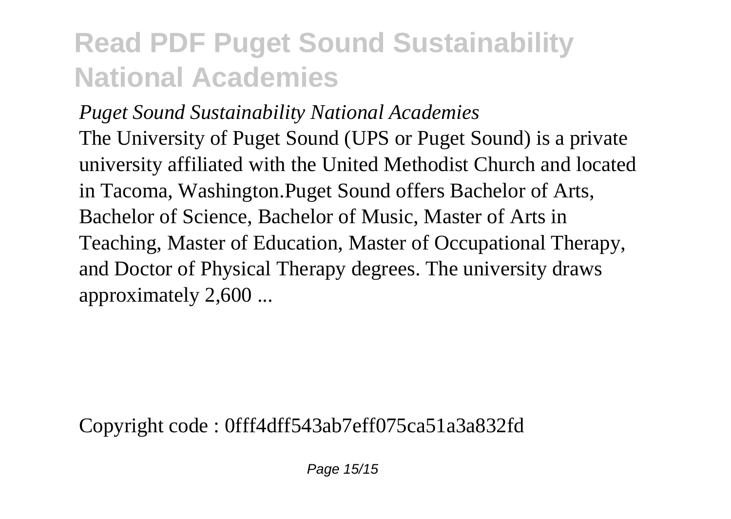# Read PDF Puget Sound Sustainability National Academies

*Puget Sound Sustainability National Academies*

The University of Puget Sound (UPS or Puget Sound) is a private university affiliated with the United Methodist Church and located in Tacoma, Washington.Puget Sound offers Bachelor of Arts, Bachelor of Science, Bachelor of Music, Master of Arts in Teaching, Master of Education, Master of Occupational Therapy, and Doctor of Physical Therapy degrees. The university draws approximately 2,600 ...

Copyright code : 0fff4dff543ab7eff075ca51a3a832fd